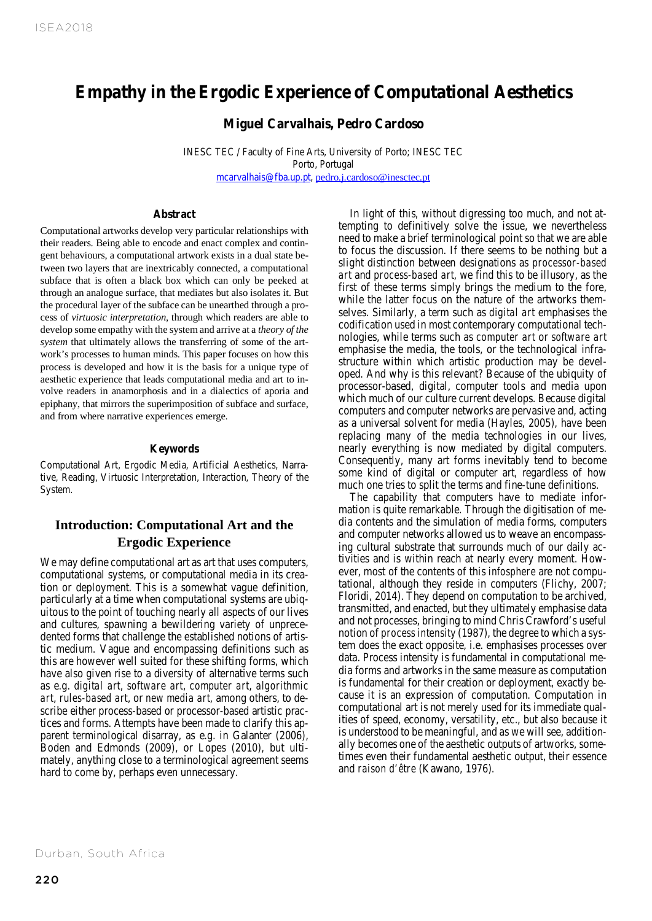# Empathy in the Ergodic Experience of Computational Aesthetics

**Miguel Carvalhais, Pedro Cardoso**

INESC TEC / Faculty of Fine Arts, University of Porto; INESC TEC
Porto, Portugal
mcarvalhais@fba.up.pt, pedro.j.cardoso@inesctec.pt

### Abstract

Computational artworks develop very particular relationships with their readers. Being able to encode and enact complex and contingent behaviours, a computational artwork exists in a dual state between two layers that are inextricably connected, a computational subface that is often a black box which can only be peeked at through an analogue surface, that mediates but also isolates it. But the procedural layer of the subface can be unearthed through a process of *virtuosic interpretation*, through which readers are able to develop some empathy with the system and arrive at a *theory of the system* that ultimately allows the transferring of some of the artwork's processes to human minds. This paper focuses on how this process is developed and how it is the basis for a unique type of aesthetic experience that leads computational media and art to involve readers in anamorphosis and in a dialectics of aporia and epiphany, that mirrors the superimposition of subface and surface, and from where narrative experiences emerge.

### Keywords

Computational Art, Ergodic Media, Artificial Aesthetics, Narrative, Reading, Virtuosic Interpretation, Interaction, Theory of the System.

## Introduction: Computational Art and the Ergodic Experience

We may define computational art as art that uses computers, computational systems, or computational media in its creation or deployment. This is a somewhat vague definition, particularly at a time when computational systems are ubiquitous to the point of touching nearly all aspects of our lives and cultures, spawning a bewildering variety of unprecedented forms that challenge the established notions of artistic medium. Vague and encompassing definitions such as this are however well suited for these shifting forms, which have also given rise to a diversity of alternative terms such as e.g. *digital art*, *software art*, *computer art*, *algorithmic art*, *rules-based art*, or *new media art*, among others, to describe either process-based or processor-based artistic practices and forms. Attempts have been made to clarify this apparent terminological disarray, as e.g. in Galanter (2006), Boden and Edmonds (2009), or Lopes (2010), but ultimately, anything close to a terminological agreement seems hard to come by, perhaps even unnecessary.

In light of this, without digressing too much, and not attempting to definitively solve the issue, we nevertheless need to make a brief terminological point so that we are able to focus the discussion. If there seems to be nothing but a slight distinction between designations as *processor-based art* and *process-based art*, we find this to be illusory, as the first of these terms simply brings the medium to the fore, while the latter focus on the nature of the artworks themselves. Similarly, a term such as *digital art* emphasises the codification used in most contemporary computational technologies, while terms such as *computer art* or *software art* emphasise the media, the tools, or the technological infrastructure within which artistic production may be developed. And why is this relevant? Because of the ubiquity of processor-based, digital, computer tools and media upon which much of our culture current develops. Because digital computers and computer networks are pervasive and, acting as a universal solvent for media (Hayles, 2005), have been replacing many of the media technologies in our lives, nearly everything is now mediated by digital computers. Consequently, many art forms inevitably tend to become some kind of digital or computer art, regardless of how much one tries to split the terms and fine-tune definitions.

The capability that computers have to mediate information is quite remarkable. Through the digitisation of media contents and the simulation of media forms, computers and computer networks allowed us to weave an encompassing cultural substrate that surrounds much of our daily activities and is within reach at nearly every moment. However, most of the contents of this *infosphere* are not computational, although they reside in computers (Flichy, 2007; Floridi, 2014). They depend on computation to be archived, transmitted, and enacted, but they ultimately emphasise data and not processes, bringing to mind Chris Crawford's useful notion of *process intensity* (1987), the degree to which a system does the exact opposite, i.e. emphasises processes over data. Process intensity is fundamental in computational media forms and artworks in the same measure as computation is fundamental for their creation or deployment, exactly because it is an expression of computation. Computation in computational art is not merely used for its immediate qualities of speed, economy, versatility, etc., but also because it is understood to be meaningful, and as we will see, additionally becomes one of the aesthetic outputs of artworks, sometimes even their fundamental aesthetic output, their essence and *raison d'être* (Kawano, 1976).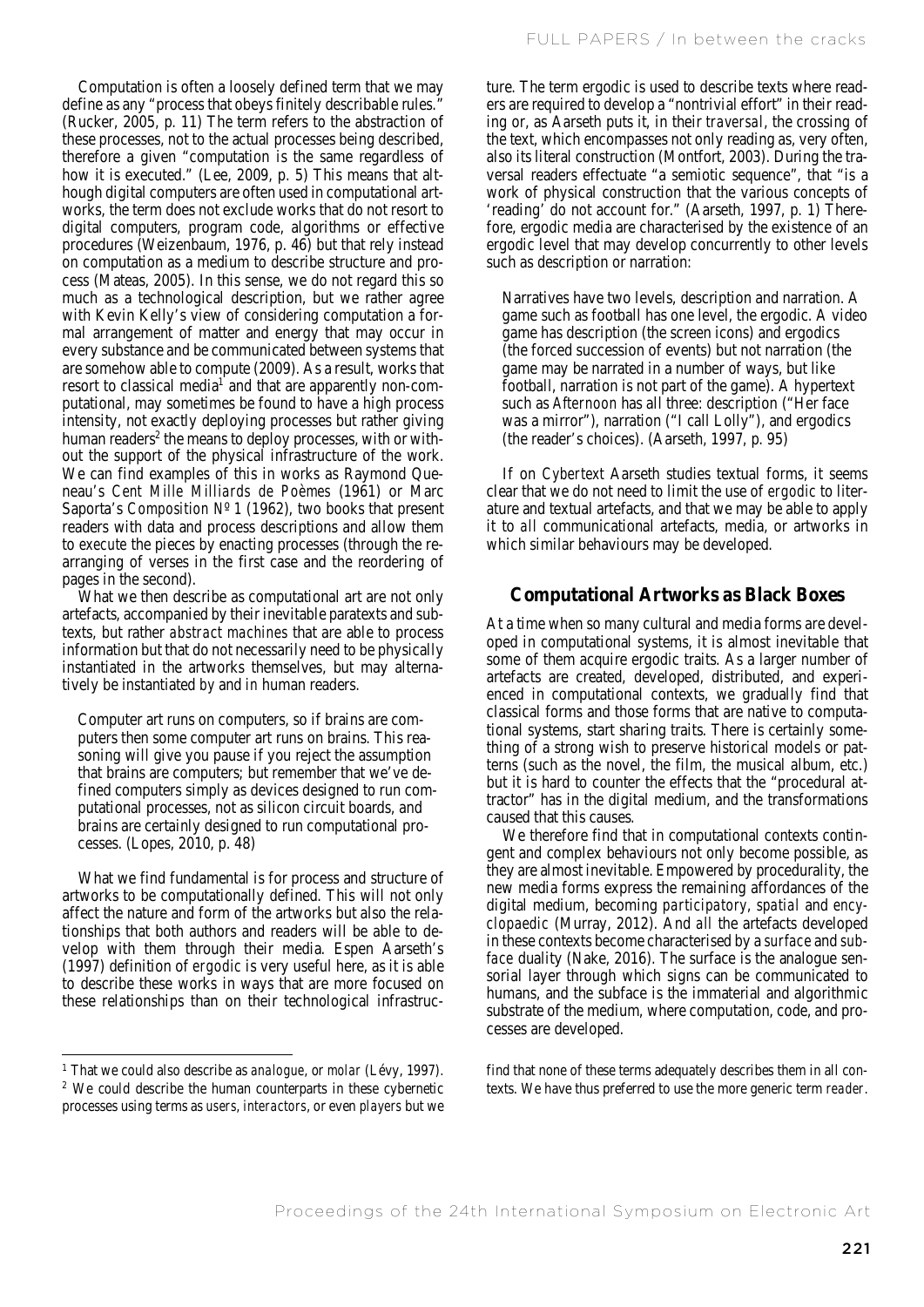Computation is often a loosely defined term that we may define as any "process that obeys finitely describable rules." (Rucker, 2005, p. 11) The term refers to the abstraction of these processes, not to the actual processes being described, therefore a given "computation is the same regardless of how it is executed." (Lee, 2009, p. 5) This means that although digital computers are often used in computational artworks, the term does not exclude works that do not resort to digital computers, program code, algorithms or effective procedures (Weizenbaum, 1976, p. 46) but that rely instead on computation as a medium to describe structure and process (Mateas, 2005). In this sense, we do not regard this so much as a technological description, but we rather agree with Kevin Kelly's view of considering computation a formal arrangement of matter and energy that may occur in every substance and be communicated between systems that are somehow able to compute (2009). As a result, works that resort to classical media[1] and that are apparently non-computational, may sometimes be found to have a high process intensity, not exactly deploying processes but rather giving human readers[2] the means to deploy processes, with or without the support of the physical infrastructure of the work. We can find examples of this in works as Raymond Queneau's *Cent Mille Milliards de Poèmes* (1961) or Marc Saporta's *Composition Nº 1* (1962), two books that present readers with data and process descriptions and allow them to execute the pieces by enacting processes (through the rearranging of verses in the first case and the reordering of pages in the second).

What we then describe as computational art are not only artefacts, accompanied by their inevitable paratexts and subtexts, but rather *abstract machines* that are able to process information but that do not necessarily need to be physically instantiated in the artworks themselves, but may alternatively be instantiated *by* and *in* human readers.

> Computer art runs on computers, so if brains are computers then some computer art runs on brains. This reasoning will give you pause if you reject the assumption that brains are computers; but remember that we've defined computers simply as devices designed to run computational processes, not as silicon circuit boards, and brains are certainly designed to run computational processes. (Lopes, 2010, p. 48)

What we find fundamental is for process and structure of artworks to be computationally defined. This will not only affect the nature and form of the artworks but also the relationships that both authors and readers will be able to develop with them through their media. Espen Aarseth's (1997) definition of *ergodic* is very useful here, as it is able to describe these works in ways that are more focused on these relationships than on their technological infrastructure. The term ergodic is used to describe texts where readers are required to develop a "nontrivial effort" in their reading or, as Aarseth puts it, in their *traversal*, the crossing of the text, which encompasses not only reading as, very often, also its literal construction (Montfort, 2003). During the traversal readers effectuate "a semiotic sequence", that "is a work of physical construction that the various concepts of 'reading' do not account for." (Aarseth, 1997, p. 1) Therefore, ergodic media are characterised by the existence of an ergodic level that may develop concurrently to other levels such as description or narration:

> Narratives have two levels, description and narration. A game such as football has one level, the ergodic. A video game has description (the screen icons) and ergodics (the forced succession of events) but not narration (the game may be narrated in a number of ways, but like football, narration is not part of the game). A hypertext such as *Afternoon* has all three: description ("Her face was a mirror"), narration ("I call Lolly"), and ergodics (the reader's choices). (Aarseth, 1997, p. 95)

If on *Cybertext* Aarseth studies textual forms, it seems clear that we do not need to limit the use of *ergodic* to literature and textual artefacts, and that we may be able to apply it to *all* communicational artefacts, media, or artworks in which similar behaviours may be developed.

## Computational Artworks as Black Boxes

At a time when so many cultural and media forms are developed in computational systems, it is almost inevitable that some of them acquire ergodic traits. As a larger number of artefacts are created, developed, distributed, and experienced in computational contexts, we gradually find that classical forms and those forms that are native to computational systems, start sharing traits. There is certainly something of a strong wish to preserve historical models or patterns (such as the novel, the film, the musical album, etc.) but it is hard to counter the effects that the "procedural attractor" has in the digital medium, and the transformations caused that this causes.

We therefore find that in computational contexts contingent and complex behaviours not only become possible, as they are almost inevitable. Empowered by procedurality, the new media forms express the remaining affordances of the digital medium, becoming *participatory*, *spatial* and *encyclopaedic* (Murray, 2012). And *all* the artefacts developed in these contexts become characterised by a *surface* and *subface* duality (Nake, 2016). The surface is the analogue sensorial layer through which signs can be communicated to humans, and the subface is the immaterial and algorithmic substrate of the medium, where computation, code, and processes are developed.

---

[1] That we could also describe as *analogue*, or *molar* (Lévy, 1997).

[2] We could describe the human counterparts in these cybernetic processes using terms as *users*, *interactors*, or even *players* but we find that none of these terms adequately describes them in all contexts. We have thus preferred to use the more generic term *reader*.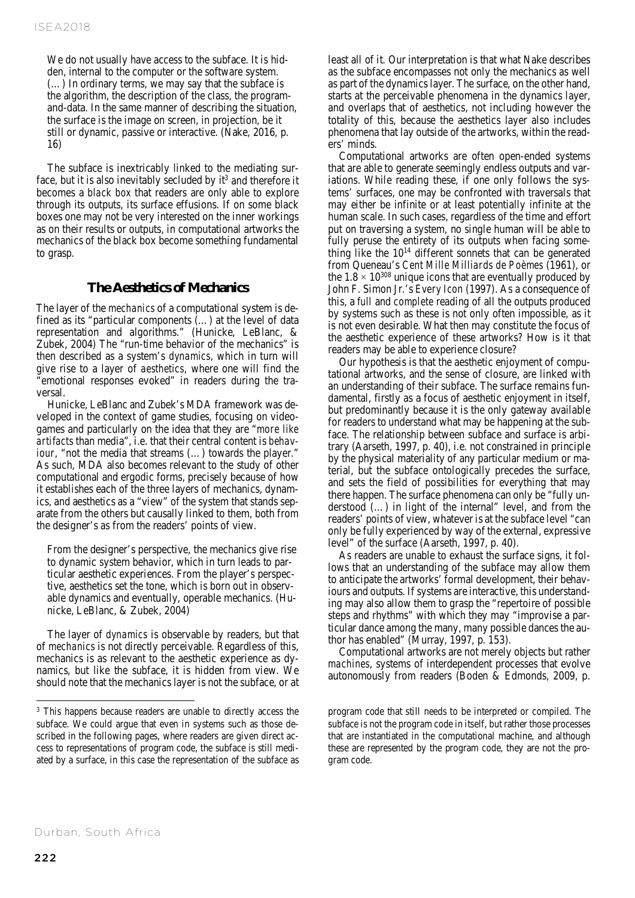> We do not usually have access to the subface. It is hidden, internal to the computer or the software system. (…) In ordinary terms, we may say that the subface is the algorithm, the description of the class, the program-and-data. In the same manner of describing the situation, the surface is the image on screen, in projection, be it still or dynamic, passive or interactive. (Nake, 2016, p. 16)

The subface is inextricably linked to the mediating surface, but it is also inevitably secluded by it[3] and therefore it becomes a *black box* that readers are only able to explore through its outputs, its surface effusions. If on some black boxes one may not be very interested on the inner workings as on their results or outputs, in computational artworks the mechanics of the black box become something fundamental to grasp.

## The Aesthetics of Mechanics

The layer of the *mechanics* of a computational system is defined as its "particular components (…) at the level of data representation and algorithms." (Hunicke, LeBlanc, & Zubek, 2004) The "run-time behavior of the mechanics" is then described as a system's *dynamics*, which in turn will give rise to a layer of *aesthetics*, where one will find the "emotional responses evoked" in readers during the traversal.

Hunicke, LeBlanc and Zubek's MDA framework was developed in the context of game studies, focusing on videogames and particularly on the idea that they are "*more like artifacts* than media", i.e. that their central content is *behaviour*, "not the media that streams (…) towards the player." As such, MDA also becomes relevant to the study of other computational and ergodic forms, precisely because of how it establishes each of the three layers of mechanics, dynamics, and aesthetics as a "view" of the system that stands separate from the others but causally linked to them, both from the designer's as from the readers' points of view.

> From the designer's perspective, the mechanics give rise to dynamic system behavior, which in turn leads to particular aesthetic experiences. From the player's perspective, aesthetics set the tone, which is born out in observable dynamics and eventually, operable mechanics. (Hunicke, LeBlanc, & Zubek, 2004)

The layer of *dynamics* is observable by readers, but that of *mechanics* is not directly perceivable. Regardless of this, mechanics is as relevant to the aesthetic experience as dynamics, but like the subface, it is hidden from view. We should note that the mechanics layer is not the subface, or at least all of it. Our interpretation is that what Nake describes as the subface encompasses not only the mechanics as well as part of the dynamics layer. The surface, on the other hand, starts at the perceivable phenomena in the dynamics layer, and overlaps that of aesthetics, not including however the totality of this, because the aesthetics layer also includes phenomena that lay outside of the artworks, within the readers' minds.

Computational artworks are often open-ended systems that are able to generate seemingly endless outputs and variations. While reading these, if one only follows the systems' surfaces, one may be confronted with traversals that may either be infinite or at least potentially infinite at the human scale. In such cases, regardless of the time and effort put on traversing a system, no single human will be able to fully peruse the entirety of its outputs when facing something like the $10^{14}$ different sonnets that can be generated from Queneau's *Cent Mille Milliards de Poèmes* (1961), or the $1.8 \times 10^{308}$ unique icons that are eventually produced by John F. Simon Jr.'s *Every Icon* (1997). As a consequence of this, a *full* and *complete* reading of all the outputs produced by systems such as these is not only often impossible, as it is not even desirable. What then may constitute the focus of the aesthetic experience of these artworks? How is it that readers may be able to experience closure?

Our hypothesis is that the aesthetic enjoyment of computational artworks, and the sense of closure, are linked with an understanding of their subface. The surface remains fundamental, firstly as a focus of aesthetic enjoyment in itself, but predominantly because it is the only gateway available for readers to understand what may be happening at the subface. The relationship between subface and surface is arbitrary (Aarseth, 1997, p. 40), i.e. not constrained in principle by the physical materiality of any particular medium or material, but the subface ontologically precedes the surface, and sets the field of possibilities for everything that may there happen. The surface phenomena can only be "fully understood (…) in light of the internal" level, and from the readers' points of view, whatever is at the subface level "can only be fully experienced by way of the external, expressive level" of the surface (Aarseth, 1997, p. 40).

As readers are unable to exhaust the surface signs, it follows that an understanding of the subface may allow them to anticipate the artworks' formal development, their behaviours and outputs. If systems are interactive, this understanding may also allow them to grasp the "repertoire of possible steps and rhythms" with which they may "improvise a particular dance among the many, many possible dances the author has enabled" (Murray, 1997, p. 153).

Computational artworks are not merely objects but rather *machines*, systems of interdependent processes that evolve autonomously from readers (Boden & Edmonds, 2009, p.

[3] This happens because readers are unable to directly access the subface. We could argue that even in systems such as those described in the following pages, where readers are given direct access to representations of program code, the subface is still mediated by a surface, in this case the representation of the subface as program code that still needs to be interpreted or compiled. The subface is not the program code in itself, but rather those processes that are instantiated in the computational machine, and although these are represented by the program code, they are not *the* program code.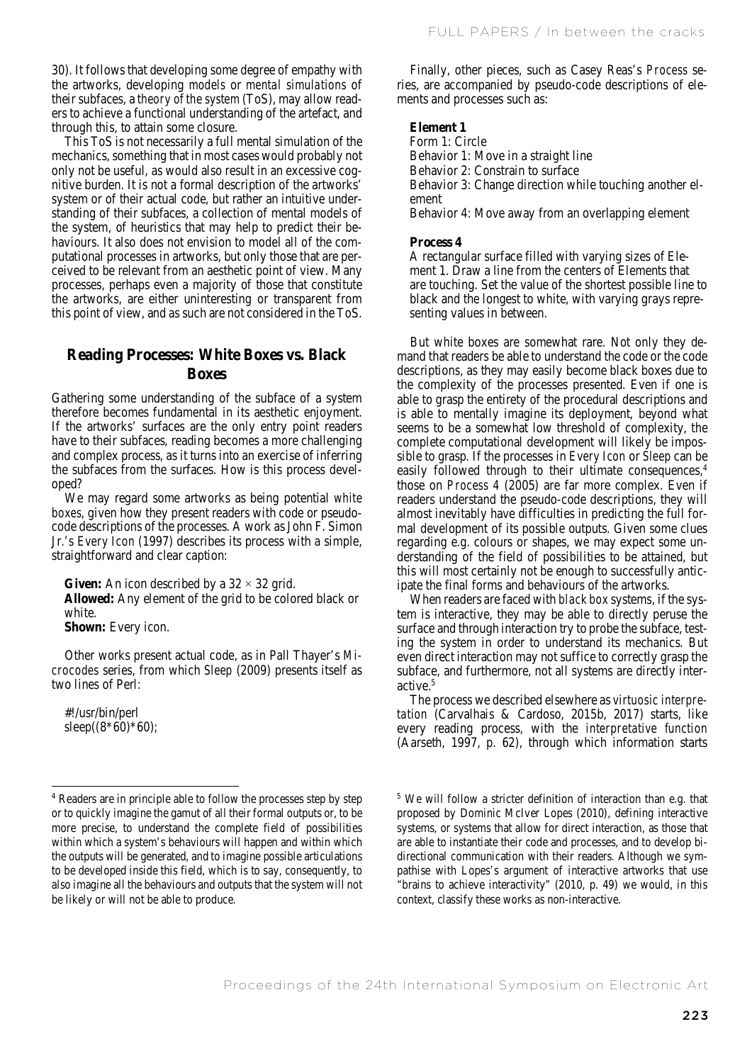30). It follows that developing some degree of empathy with the artworks, developing *models* or *mental simulations* of their subfaces, a *theory of the system* (ToS), may allow readers to achieve a functional understanding of the artefact, and through this, to attain some closure.

This ToS is not necessarily a full mental simulation of the mechanics, something that in most cases would probably not only not be useful, as would also result in an excessive cognitive burden. It is not a formal description of the artworks' system or of their actual code, but rather an intuitive understanding of their subfaces, a collection of mental models of the system, of heuristics that may help to predict their behaviours. It also does not envision to model all of the computational processes in artworks, but only those that are perceived to be relevant from an aesthetic point of view. Many processes, perhaps even a majority of those that constitute the artworks, are either uninteresting or transparent from this point of view, and as such are not considered in the ToS.

## Reading Processes: White Boxes vs. Black Boxes

Gathering some understanding of the subface of a system therefore becomes fundamental in its aesthetic enjoyment. If the artworks' surfaces are the only entry point readers have to their subfaces, reading becomes a more challenging and complex process, as it turns into an exercise of inferring the subfaces from the surfaces. How is this process developed?

We may regard some artworks as being potential *white boxes*, given how they present readers with code or pseudo-code descriptions of the processes. A work as John F. Simon Jr.'s *Every Icon* (1997) describes its process with a simple, straightforward and clear caption:

> **Given:** An icon described by a 32 × 32 grid.
> **Allowed:** Any element of the grid to be colored black or white.
> **Shown:** Every icon.

Other works present actual code, as in Pall Thayer's *Microcodes* series, from which *Sleep* (2009) presents itself as two lines of Perl:

```
#!/usr/bin/perl
sleep((8*60)*60);
```

Finally, other pieces, such as Casey Reas's *Process* series, are accompanied by pseudo-code descriptions of elements and processes such as:

> **Element 1**
> Form 1: Circle
> Behavior 1: Move in a straight line
> Behavior 2: Constrain to surface
> Behavior 3: Change direction while touching another element
> Behavior 4: Move away from an overlapping element
>
> **Process 4**
> A rectangular surface filled with varying sizes of Element 1. Draw a line from the centers of Elements that are touching. Set the value of the shortest possible line to black and the longest to white, with varying grays representing values in between.

But white boxes are somewhat rare. Not only they demand that readers be able to understand the code or the code descriptions, as they may easily become black boxes due to the complexity of the processes presented. Even if one is able to grasp the entirety of the procedural descriptions and is able to mentally imagine its deployment, beyond what seems to be a somewhat low threshold of complexity, the complete computational development will likely be impossible to grasp. If the processes in *Every Icon* or *Sleep* can be easily followed through to their ultimate consequences,[4] those on *Process 4* (2005) are far more complex. Even if readers understand the pseudo-code descriptions, they will almost inevitably have difficulties in predicting the full formal development of its possible outputs. Given some clues regarding e.g. colours or shapes, we may expect some understanding of the field of possibilities to be attained, but this will most certainly not be enough to successfully anticipate the final forms and behaviours of the artworks.

When readers are faced with *black box* systems, if the system is interactive, they may be able to directly peruse the surface and through interaction try to probe the subface, testing the system in order to understand its mechanics. But even direct interaction may not suffice to correctly grasp the subface, and furthermore, not all systems are directly interactive.[5]

The process we described elsewhere as *virtuosic interpretation* (Carvalhais & Cardoso, 2015b, 2017) starts, like every reading process, with the *interpretative function* (Aarseth, 1997, p. 62), through which information starts

---

[4] Readers are in principle able to follow the processes step by step or to quickly imagine the gamut of all their formal outputs or, to be more precise, to understand the complete field of possibilities within which a system's behaviours will happen and within which the outputs will be generated, and to imagine possible articulations to be developed inside this field, which is to say, consequently, to also imagine all the behaviours and outputs that the system will not be likely or will not be able to produce.

[5] We will follow a stricter definition of interaction than e.g. that proposed by Dominic McIver Lopes (2010), defining interactive systems, or systems that allow for direct interaction, as those that are able to instantiate their code and processes, and to develop bi-directional communication with their readers. Although we sympathise with Lopes's argument of interactive artworks that use "brains to achieve interactivity" (2010, p. 49) we would, in this context, classify these works as non-interactive.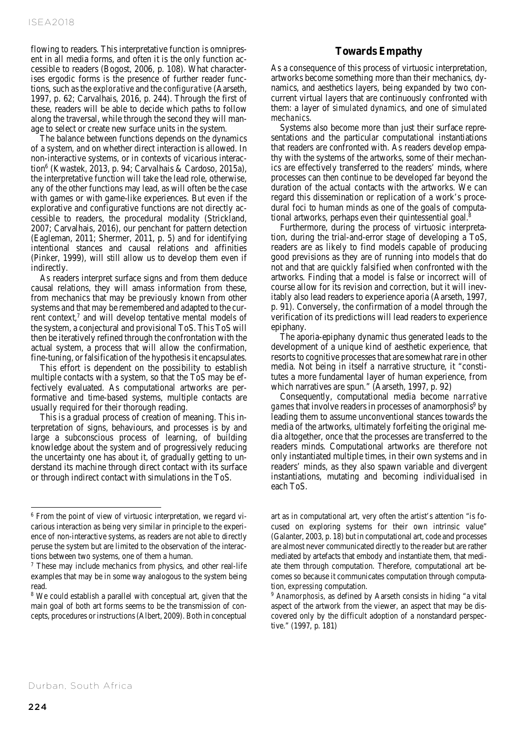flowing to readers. This interpretative function is omnipresent in all media forms, and often it is the only function accessible to readers (Bogost, 2006, p. 108). What characterises ergodic forms is the presence of further reader functions, such as the *explorative* and the *configurative* (Aarseth, 1997, p. 62; Carvalhais, 2016, p. 244). Through the first of these, readers will be able to decide which paths to follow along the traversal, while through the second they will manage to select or create new surface units in the system.

The balance between functions depends on the dynamics of a system, and on whether direct interaction is allowed. In non-interactive systems, or in contexts of vicarious interaction[6] (Kwastek, 2013, p. 94; Carvalhais & Cardoso, 2015a), the interpretative function will take the lead role, otherwise, any of the other functions may lead, as will often be the case with games or with game-like experiences. But even if the explorative and configurative functions are not directly accessible to readers, the procedural modality (Strickland, 2007; Carvalhais, 2016), our penchant for pattern detection (Eagleman, 2011; Shermer, 2011, p. 5) and for identifying intentional stances and causal relations and affinities (Pinker, 1999), will still allow us to develop them even if indirectly.

As readers interpret surface signs and from them deduce causal relations, they will amass information from these, from mechanics that may be previously known from other systems and that may be remembered and adapted to the current context,[7] and will develop tentative mental models of the system, a conjectural and provisional ToS. This ToS will then be iteratively refined through the confrontation with the actual system, a process that will allow the confirmation, fine-tuning, or falsification of the hypothesis it encapsulates.

This effort is dependent on the possibility to establish multiple contacts with a system, so that the ToS may be effectively evaluated. As computational artworks are performative and time-based systems, multiple contacts are usually required for their thorough reading.

This is a gradual process of creation of meaning. This interpretation of signs, behaviours, and processes is by and large a subconscious process of learning, of building knowledge about the system and of progressively reducing the uncertainty one has about it, of gradually getting to understand its machine through direct contact with its surface or through indirect contact with simulations in the ToS.

## Towards Empathy

As a consequence of this process of virtuosic interpretation, artworks become something more than their mechanics, dynamics, and aesthetics layers, being expanded by two concurrent virtual layers that are continuously confronted with them: a layer of *simulated dynamics*, and one of *simulated mechanics*.

Systems also become more than just their surface representations and the particular computational instantiations that readers are confronted with. As readers develop empathy with the systems of the artworks, some of their mechanics are effectively transferred to the readers' minds, where processes can then continue to be developed far beyond the duration of the actual contacts with the artworks. We can regard this dissemination or replication of a work's procedural foci to human minds as one of the goals of computational artworks, perhaps even their quintessential goal.[8]

Furthermore, during the process of virtuosic interpretation, during the trial-and-error stage of developing a ToS, readers are as likely to find models capable of producing good previsions as they are of running into models that do not and that are quickly falsified when confronted with the artworks. Finding that a model is false or incorrect will of course allow for its revision and correction, but it will inevitably also lead readers to experience aporia (Aarseth, 1997, p. 91). Conversely, the confirmation of a model through the verification of its predictions will lead readers to experience epiphany.

The aporia-epiphany dynamic thus generated leads to the development of a unique kind of aesthetic experience, that resorts to cognitive processes that are somewhat rare in other media. Not being in itself a narrative structure, it "constitutes a more fundamental layer of human experience, from which narratives are spun." (Aarseth, 1997, p. 92)

Consequently, computational media become *narrative games* that involve readers in processes of anamorphosis[9] by leading them to assume unconventional stances towards the media of the artworks, ultimately forfeiting the original media altogether, once that the processes are transferred to the readers minds. Computational artworks are therefore not only instantiated multiple times, in their own systems and in readers' minds, as they also spawn variable and divergent instantiations, mutating and becoming individualised in each ToS.

---

[6] From the point of view of virtuosic interpretation, we regard vicarious interaction as being very similar in principle to the experience of non-interactive systems, as readers are not able to directly peruse the system but are limited to the observation of the interactions between two systems, one of them a human.

[7] These may include mechanics from physics, and other real-life examples that may be in some way analogous to the system being read.

[8] We could establish a parallel with conceptual art, given that the main goal of both art forms seems to be the transmission of concepts, procedures or instructions (Albert, 2009). Both in conceptual art as in computational art, very often the artist's attention "is focused on exploring systems for their own intrinsic value" (Galanter, 2003, p. 18) but in computational art, code and processes are almost never communicated directly to the reader but are rather mediated by artefacts that embody and instantiate them, that mediate them through computation. Therefore, computational art becomes so because it communicates computation through computation, *expressing* computation.

[9] *Anamorphosis*, as defined by Aarseth consists in hiding "a vital aspect of the artwork from the viewer, an aspect that may be discovered only by the difficult adoption of a nonstandard perspective." (1997, p. 181)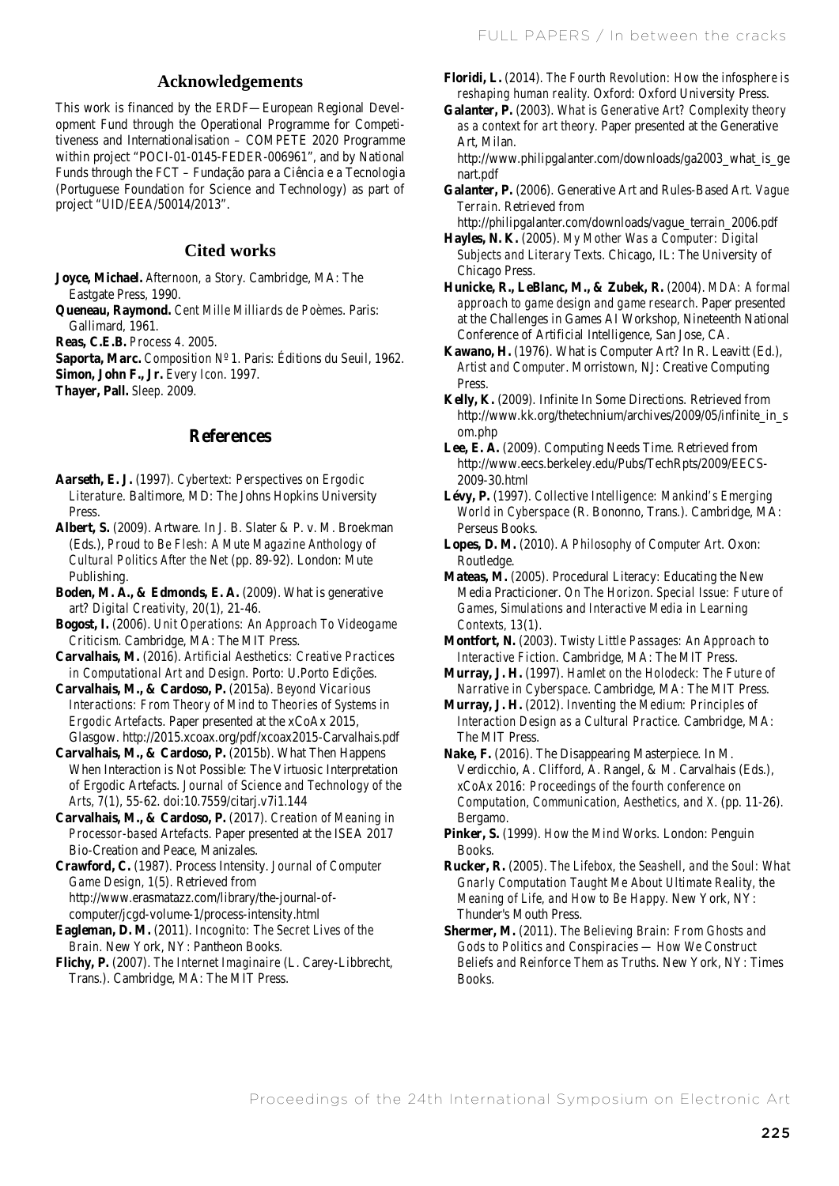## Acknowledgements

This work is financed by the ERDF—European Regional Development Fund through the Operational Programme for Competitiveness and Internationalisation – COMPETE 2020 Programme within project "POCI-01-0145-FEDER-006961", and by National Funds through the FCT – Fundação para a Ciência e a Tecnologia (Portuguese Foundation for Science and Technology) as part of project "UID/EEA/50014/2013".

## Cited works

**Joyce, Michael.** *Afternoon, a Story*. Cambridge, MA: The Eastgate Press, 1990.

**Queneau, Raymond.** *Cent Mille Milliards de Poèmes*. Paris: Gallimard, 1961.

**Reas, C.E.B.** *Process 4*. 2005.

**Saporta, Marc.** *Composition Nº 1*. Paris: Éditions du Seuil, 1962.

**Simon, John F., Jr.** *Every Icon*. 1997.

**Thayer, Pall.** *Sleep*. 2009.

## References

**Aarseth, E. J.** (1997). *Cybertext: Perspectives on Ergodic Literature*. Baltimore, MD: The Johns Hopkins University Press.

**Albert, S.** (2009). Artware. In J. B. Slater & P. v. M. Broekman (Eds.), *Proud to Be Flesh: A Mute Magazine Anthology of Cultural Politics After the Net* (pp. 89-92). London: Mute Publishing.

**Boden, M. A., & Edmonds, E. A.** (2009). What is generative art? *Digital Creativity, 20*(1), 21-46.

**Bogost, I.** (2006). *Unit Operations: An Approach To Videogame Criticism*. Cambridge, MA: The MIT Press.

**Carvalhais, M.** (2016). *Artificial Aesthetics: Creative Practices in Computational Art and Design*. Porto: U.Porto Edições.

**Carvalhais, M., & Cardoso, P.** (2015a). *Beyond Vicarious Interactions: From Theory of Mind to Theories of Systems in Ergodic Artefacts*. Paper presented at the xCoAx 2015, Glasgow. http://2015.xcoax.org/pdf/xcoax2015-Carvalhais.pdf

**Carvalhais, M., & Cardoso, P.** (2015b). What Then Happens When Interaction is Not Possible: The Virtuosic Interpretation of Ergodic Artefacts. *Journal of Science and Technology of the Arts, 7*(1), 55-62. doi:10.7559/citarj.v7i1.144

**Carvalhais, M., & Cardoso, P.** (2017). *Creation of Meaning in Processor-based Artefacts*. Paper presented at the ISEA 2017 Bio-Creation and Peace, Manizales.

**Crawford, C.** (1987). Process Intensity. *Journal of Computer Game Design, 1*(5). Retrieved from http://www.erasmatazz.com/library/the-journal-of-computer/jcgd-volume-1/process-intensity.html

**Eagleman, D. M.** (2011). *Incognito: The Secret Lives of the Brain*. New York, NY: Pantheon Books.

**Flichy, P.** (2007). *The Internet Imaginaire* (L. Carey-Libbrecht, Trans.). Cambridge, MA: The MIT Press.

**Floridi, L.** (2014). *The Fourth Revolution: How the infosphere is reshaping human reality*. Oxford: Oxford University Press.

**Galanter, P.** (2003). *What is Generative Art? Complexity theory as a context for art theory*. Paper presented at the Generative Art, Milan. http://www.philipgalanter.com/downloads/ga2003_what_is_genart.pdf

**Galanter, P.** (2006). Generative Art and Rules-Based Art. *Vague Terrain*. Retrieved from http://philipgalanter.com/downloads/vague_terrain_2006.pdf

**Hayles, N. K.** (2005). *My Mother Was a Computer: Digital Subjects and Literary Texts*. Chicago, IL: The University of Chicago Press.

**Hunicke, R., LeBlanc, M., & Zubek, R.** (2004). *MDA: A formal approach to game design and game research*. Paper presented at the Challenges in Games AI Workshop, Nineteenth National Conference of Artificial Intelligence, San Jose, CA.

**Kawano, H.** (1976). What is Computer Art? In R. Leavitt (Ed.), *Artist and Computer*. Morristown, NJ: Creative Computing Press.

**Kelly, K.** (2009). Infinite In Some Directions. Retrieved from http://www.kk.org/thetechnium/archives/2009/05/infinite_in_som.php

**Lee, E. A.** (2009). Computing Needs Time. Retrieved from http://www.eecs.berkeley.edu/Pubs/TechRpts/2009/EECS-2009-30.html

**Lévy, P.** (1997). *Collective Intelligence: Mankind's Emerging World in Cyberspace* (R. Bononno, Trans.). Cambridge, MA: Perseus Books.

**Lopes, D. M.** (2010). *A Philosophy of Computer Art*. Oxon: Routledge.

**Mateas, M.** (2005). Procedural Literacy: Educating the New Media Practicioner. *On The Horizon. Special Issue: Future of Games, Simulations and Interactive Media in Learning Contexts, 13*(1).

**Montfort, N.** (2003). *Twisty Little Passages: An Approach to Interactive Fiction*. Cambridge, MA: The MIT Press.

**Murray, J. H.** (1997). *Hamlet on the Holodeck: The Future of Narrative in Cyberspace*. Cambridge, MA: The MIT Press.

**Murray, J. H.** (2012). *Inventing the Medium: Principles of Interaction Design as a Cultural Practice*. Cambridge, MA: The MIT Press.

**Nake, F.** (2016). The Disappearing Masterpiece. In M. Verdicchio, A. Clifford, A. Rangel, & M. Carvalhais (Eds.), *xCoAx 2016: Proceedings of the fourth conference on Computation, Communication, Aesthetics, and X*. (pp. 11-26). Bergamo.

**Pinker, S.** (1999). *How the Mind Works*. London: Penguin Books.

**Rucker, R.** (2005). *The Lifebox, the Seashell, and the Soul: What Gnarly Computation Taught Me About Ultimate Reality, the Meaning of Life, and How to Be Happy*. New York, NY: Thunder's Mouth Press.

**Shermer, M.** (2011). *The Believing Brain: From Ghosts and Gods to Politics and Conspiracies — How We Construct Beliefs and Reinforce Them as Truths*. New York, NY: Times Books.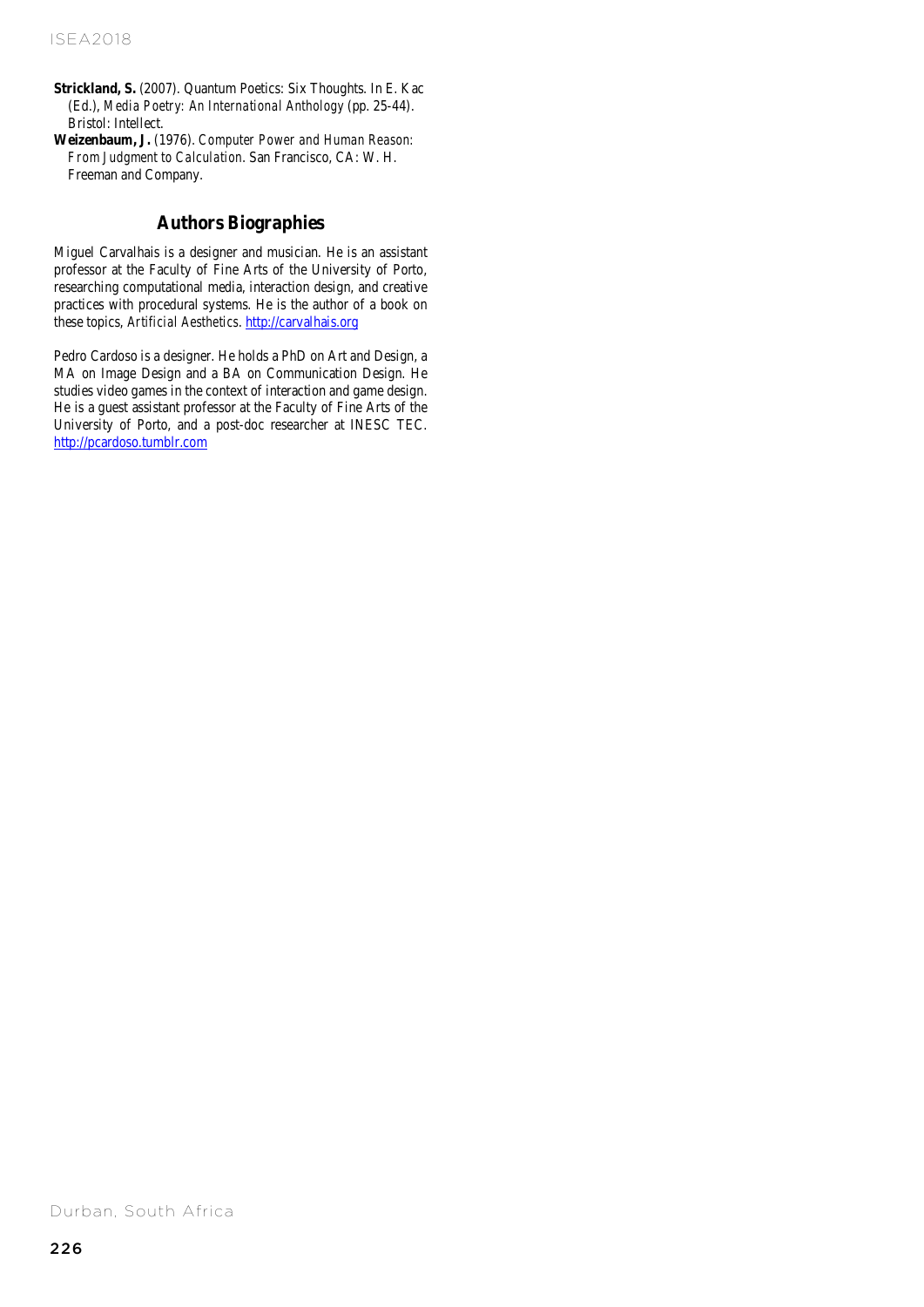**Strickland, S.** (2007). Quantum Poetics: Six Thoughts. In E. Kac (Ed.), *Media Poetry: An International Anthology* (pp. 25-44). Bristol: Intellect.

**Weizenbaum, J.** (1976). *Computer Power and Human Reason: From Judgment to Calculation*. San Francisco, CA: W. H. Freeman and Company.

## Authors Biographies

Miguel Carvalhais is a designer and musician. He is an assistant professor at the Faculty of Fine Arts of the University of Porto, researching computational media, interaction design, and creative practices with procedural systems. He is the author of a book on these topics, *Artificial Aesthetics*. http://carvalhais.org

Pedro Cardoso is a designer. He holds a PhD on Art and Design, a MA on Image Design and a BA on Communication Design. He studies video games in the context of interaction and game design. He is a guest assistant professor at the Faculty of Fine Arts of the University of Porto, and a post-doc researcher at INESC TEC. http://pcardoso.tumblr.com